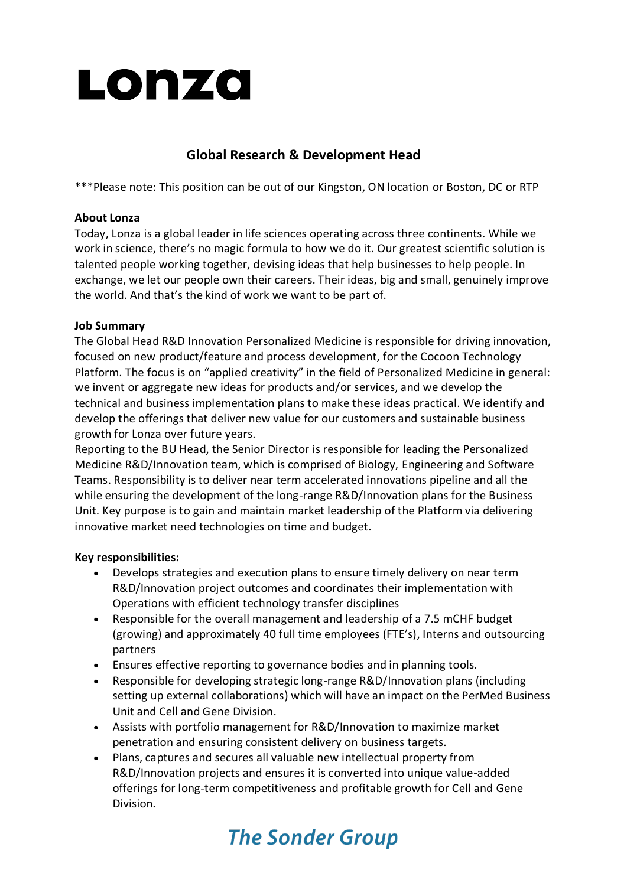# Lonza

## Global Research & Development Head

***Please note: This position can be out of our Kingston, ON location or Boston, DC or RTP

**About Lonza**

Today, Lonza is a global leader in life sciences operating across three continents. While we work in science, there's no magic formula to how we do it. Our greatest scientific solution is talented people working together, devising ideas that help businesses to help people. In exchange, we let our people own their careers. Their ideas, big and small, genuinely improve the world. And that's the kind of work we want to be part of.

**Job Summary**

The Global Head R&D Innovation Personalized Medicine is responsible for driving innovation, focused on new product/feature and process development, for the Cocoon Technology Platform. The focus is on "applied creativity" in the field of Personalized Medicine in general: we invent or aggregate new ideas for products and/or services, and we develop the technical and business implementation plans to make these ideas practical. We identify and develop the offerings that deliver new value for our customers and sustainable business growth for Lonza over future years.

Reporting to the BU Head, the Senior Director is responsible for leading the Personalized Medicine R&D/Innovation team, which is comprised of Biology, Engineering and Software Teams. Responsibility is to deliver near term accelerated innovations pipeline and all the while ensuring the development of the long-range R&D/Innovation plans for the Business Unit. Key purpose is to gain and maintain market leadership of the Platform via delivering innovative market need technologies on time and budget.

**Key responsibilities:**

- Develops strategies and execution plans to ensure timely delivery on near term R&D/Innovation project outcomes and coordinates their implementation with Operations with efficient technology transfer disciplines
- Responsible for the overall management and leadership of a 7.5 mCHF budget (growing) and approximately 40 full time employees (FTE's), Interns and outsourcing partners
- Ensures effective reporting to governance bodies and in planning tools.
- Responsible for developing strategic long-range R&D/Innovation plans (including setting up external collaborations) which will have an impact on the PerMed Business Unit and Cell and Gene Division.
- Assists with portfolio management for R&D/Innovation to maximize market penetration and ensuring consistent delivery on business targets.
- Plans, captures and secures all valuable new intellectual property from R&D/Innovation projects and ensures it is converted into unique value-added offerings for long-term competitiveness and profitable growth for Cell and Gene Division.

*The Sonder Group*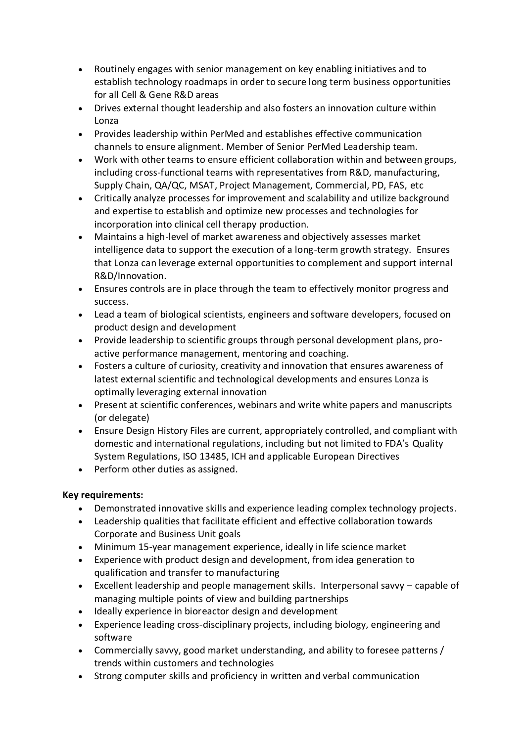- Routinely engages with senior management on key enabling initiatives and to establish technology roadmaps in order to secure long term business opportunities for all Cell & Gene R&D areas
- Drives external thought leadership and also fosters an innovation culture within Lonza
- Provides leadership within PerMed and establishes effective communication channels to ensure alignment. Member of Senior PerMed Leadership team.
- Work with other teams to ensure efficient collaboration within and between groups, including cross-functional teams with representatives from R&D, manufacturing, Supply Chain, QA/QC, MSAT, Project Management, Commercial, PD, FAS, etc
- Critically analyze processes for improvement and scalability and utilize background and expertise to establish and optimize new processes and technologies for incorporation into clinical cell therapy production.
- Maintains a high-level of market awareness and objectively assesses market intelligence data to support the execution of a long-term growth strategy. Ensures that Lonza can leverage external opportunities to complement and support internal R&D/Innovation.
- Ensures controls are in place through the team to effectively monitor progress and success.
- Lead a team of biological scientists, engineers and software developers, focused on product design and development
- Provide leadership to scientific groups through personal development plans, pro-active performance management, mentoring and coaching.
- Fosters a culture of curiosity, creativity and innovation that ensures awareness of latest external scientific and technological developments and ensures Lonza is optimally leveraging external innovation
- Present at scientific conferences, webinars and write white papers and manuscripts (or delegate)
- Ensure Design History Files are current, appropriately controlled, and compliant with domestic and international regulations, including but not limited to FDA's Quality System Regulations, ISO 13485, ICH and applicable European Directives
- Perform other duties as assigned.

**Key requirements:**

- Demonstrated innovative skills and experience leading complex technology projects.
- Leadership qualities that facilitate efficient and effective collaboration towards Corporate and Business Unit goals
- Minimum 15-year management experience, ideally in life science market
- Experience with product design and development, from idea generation to qualification and transfer to manufacturing
- Excellent leadership and people management skills. Interpersonal savvy – capable of managing multiple points of view and building partnerships
- Ideally experience in bioreactor design and development
- Experience leading cross-disciplinary projects, including biology, engineering and software
- Commercially savvy, good market understanding, and ability to foresee patterns / trends within customers and technologies
- Strong computer skills and proficiency in written and verbal communication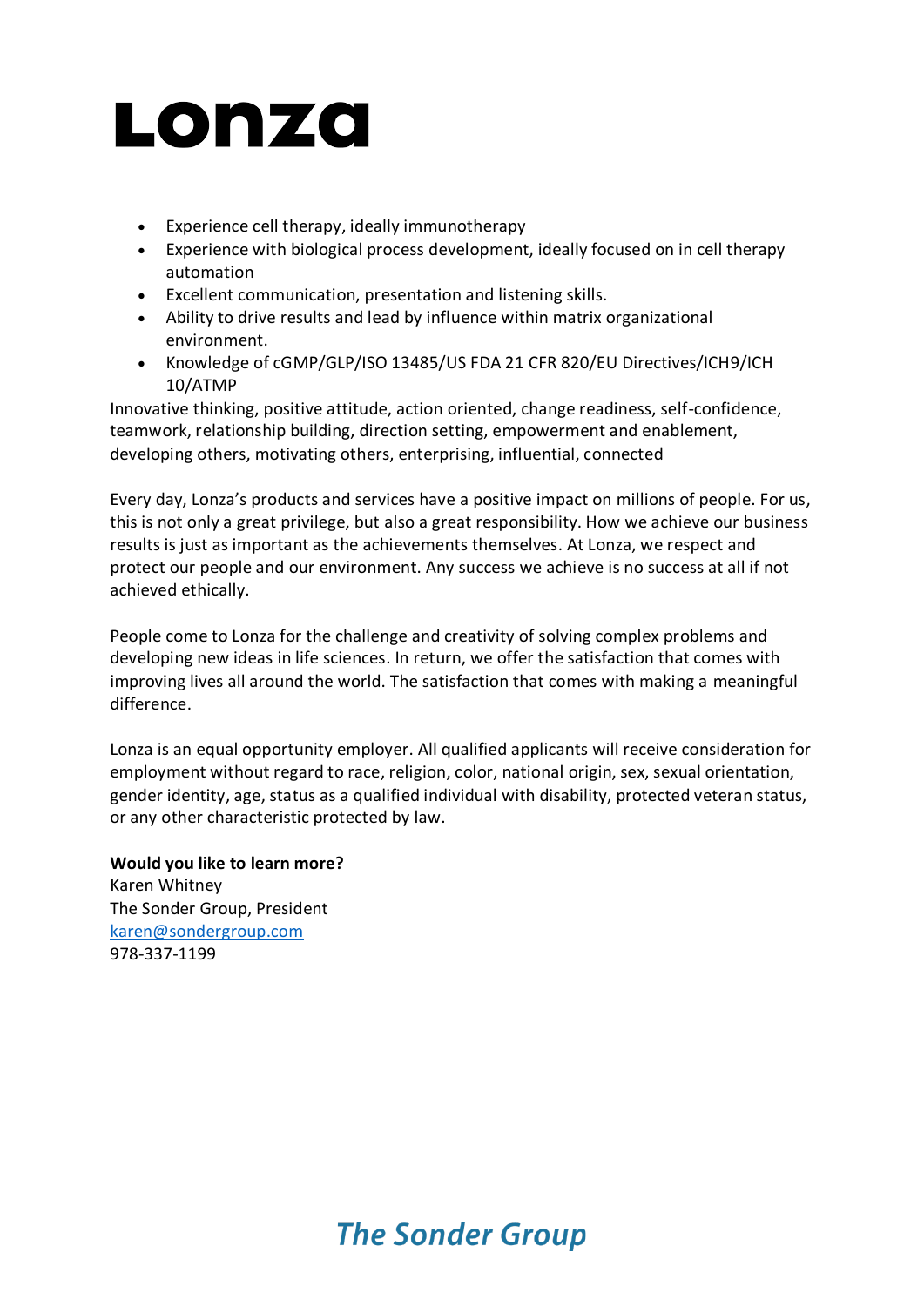# Lonza

- Experience cell therapy, ideally immunotherapy
- Experience with biological process development, ideally focused on in cell therapy automation
- Excellent communication, presentation and listening skills.
- Ability to drive results and lead by influence within matrix organizational environment.
- Knowledge of cGMP/GLP/ISO 13485/US FDA 21 CFR 820/EU Directives/ICH9/ICH 10/ATMP

Innovative thinking, positive attitude, action oriented, change readiness, self-confidence, teamwork, relationship building, direction setting, empowerment and enablement, developing others, motivating others, enterprising, influential, connected

Every day, Lonza's products and services have a positive impact on millions of people. For us, this is not only a great privilege, but also a great responsibility. How we achieve our business results is just as important as the achievements themselves. At Lonza, we respect and protect our people and our environment. Any success we achieve is no success at all if not achieved ethically.

People come to Lonza for the challenge and creativity of solving complex problems and developing new ideas in life sciences. In return, we offer the satisfaction that comes with improving lives all around the world. The satisfaction that comes with making a meaningful difference.

Lonza is an equal opportunity employer. All qualified applicants will receive consideration for employment without regard to race, religion, color, national origin, sex, sexual orientation, gender identity, age, status as a qualified individual with disability, protected veteran status, or any other characteristic protected by law.

**Would you like to learn more?**
Karen Whitney
The Sonder Group, President
karen@sondergroup.com
978-337-1199

*The Sonder Group*